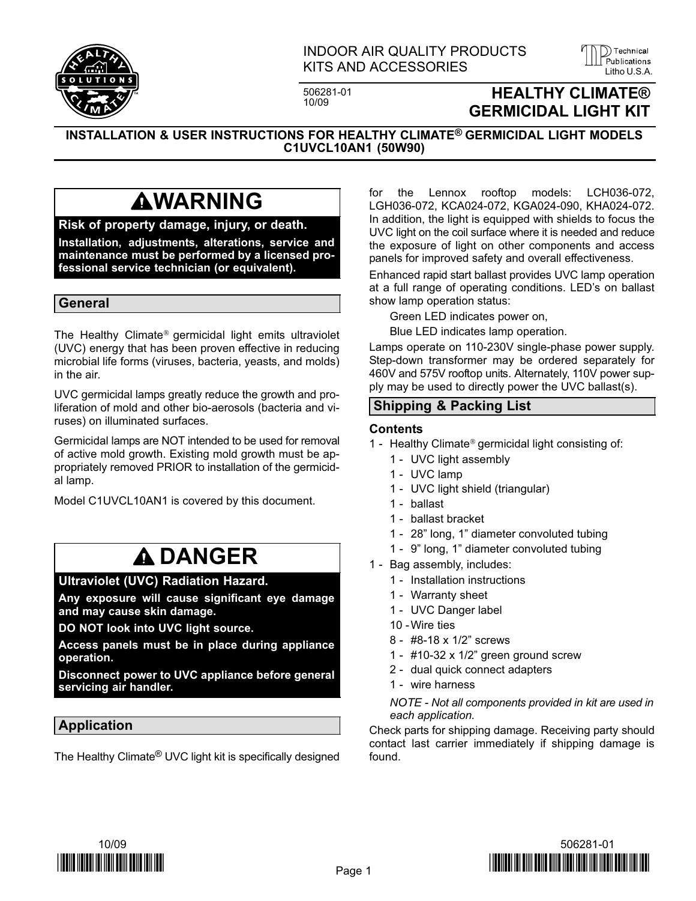INDOOR AIR QUALITY PRODUCTS
KITS AND ACCESSORIES

506281-01
10/09

# HEALTHY CLIMATE® GERMICIDAL LIGHT KIT

**INSTALLATION & USER INSTRUCTIONS FOR HEALTHY CLIMATE® GERMICIDAL LIGHT MODELS C1UVCL10AN1 (50W90)**

> **WARNING**
>
> **Risk of property damage, injury, or death.**
>
> **Installation, adjustments, alterations, service and maintenance must be performed by a licensed professional service technician (or equivalent).**

## General

The Healthy Climate® germicidal light emits ultraviolet (UVC) energy that has been proven effective in reducing microbial life forms (viruses, bacteria, yeasts, and molds) in the air.

UVC germicidal lamps greatly reduce the growth and proliferation of mold and other bio-aerosols (bacteria and viruses) on illuminated surfaces.

Germicidal lamps are NOT intended to be used for removal of active mold growth. Existing mold growth must be appropriately removed PRIOR to installation of the germicidal lamp.

Model C1UVCL10AN1 is covered by this document.

> **DANGER**
>
> **Ultraviolet (UVC) Radiation Hazard.**
>
> **Any exposure will cause significant eye damage and may cause skin damage.**
>
> **DO NOT look into UVC light source.**
>
> **Access panels must be in place during appliance operation.**
>
> **Disconnect power to UVC appliance before general servicing air handler.**

## Application

The Healthy Climate® UVC light kit is specifically designed for the Lennox rooftop models: LCH036-072, LGH036-072, KCA024-072, KGA024-090, KHA024-072. In addition, the light is equipped with shields to focus the UVC light on the coil surface where it is needed and reduce the exposure of light on other components and access panels for improved safety and overall effectiveness.

Enhanced rapid start ballast provides UVC lamp operation at a full range of operating conditions. LED's on ballast show lamp operation status:

Green LED indicates power on,

Blue LED indicates lamp operation.

Lamps operate on 110-230V single-phase power supply. Step-down transformer may be ordered separately for 460V and 575V rooftop units. Alternately, 110V power supply may be used to directly power the UVC ballast(s).

## Shipping & Packing List

**Contents**

1 - Healthy Climate® germicidal light consisting of:
- 1 - UVC light assembly
- 1 - UVC lamp
- 1 - UVC light shield (triangular)
- 1 - ballast
- 1 - ballast bracket
- 1 - 28" long, 1" diameter convoluted tubing
- 1 - 9" long, 1" diameter convoluted tubing

1 - Bag assembly, includes:
- 1 - Installation instructions
- 1 - Warranty sheet
- 1 - UVC Danger label
- 10 - Wire ties
- 8 - #8-18 x 1/2" screws
- 1 - #10-32 x 1/2" green ground screw
- 2 - dual quick connect adapters
- 1 - wire harness

*NOTE - Not all components provided in kit are used in each application.*

Check parts for shipping damage. Receiving party should contact last carrier immediately if shipping damage is found.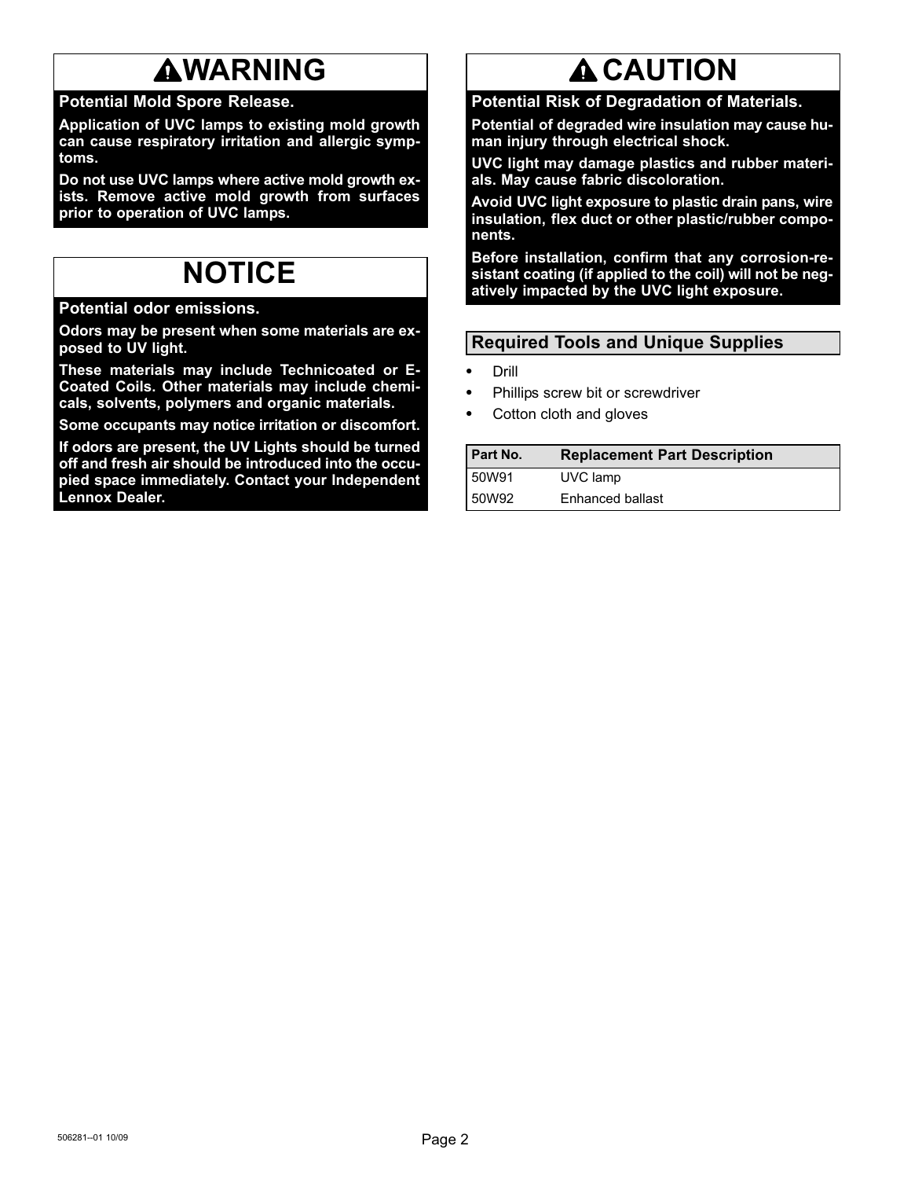## WARNING

**Potential Mold Spore Release.**

**Application of UVC lamps to existing mold growth can cause respiratory irritation and allergic symptoms.**

**Do not use UVC lamps where active mold growth exists. Remove active mold growth from surfaces prior to operation of UVC lamps.**

## NOTICE

**Potential odor emissions.**

**Odors may be present when some materials are exposed to UV light.**

**These materials may include Technicoated or E-Coated Coils. Other materials may include chemicals, solvents, polymers and organic materials.**

**Some occupants may notice irritation or discomfort.**

**If odors are present, the UV Lights should be turned off and fresh air should be introduced into the occupied space immediately. Contact your Independent Lennox Dealer.**

## CAUTION

**Potential Risk of Degradation of Materials.**

**Potential of degraded wire insulation may cause human injury through electrical shock.**

**UVC light may damage plastics and rubber materials. May cause fabric discoloration.**

**Avoid UVC light exposure to plastic drain pans, wire insulation, flex duct or other plastic/rubber components.**

**Before installation, confirm that any corrosion-resistant coating (if applied to the coil) will not be negatively impacted by the UVC light exposure.**

## Required Tools and Unique Supplies

- Drill
- Phillips screw bit or screwdriver
- Cotton cloth and gloves

| Part No. | Replacement Part Description |
|---|---|
| 50W91 | UVC lamp |
| 50W92 | Enhanced ballast |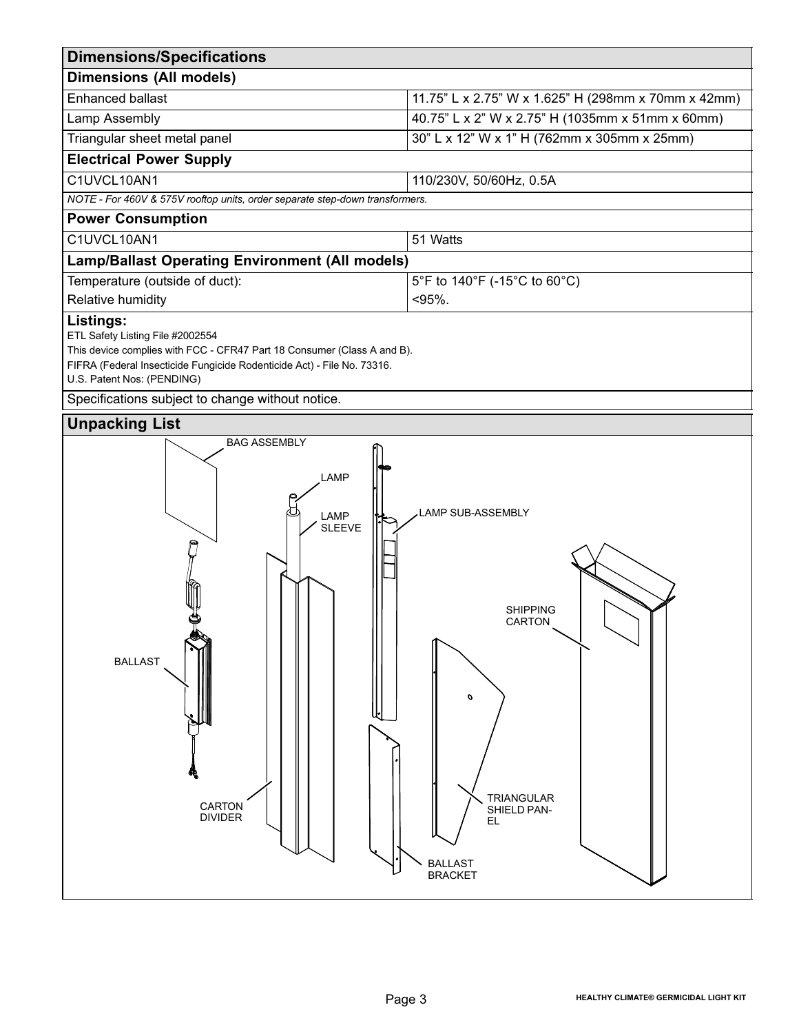## Dimensions/Specifications

### Dimensions (All models)

| | |
|---|---|
| Enhanced ballast | 11.75” L x 2.75” W x 1.625” H (298mm x 70mm x 42mm) |
| Lamp Assembly | 40.75” L x 2” W x 2.75” H (1035mm x 51mm x 60mm) |
| Triangular sheet metal panel | 30” L x 12” W x 1” H (762mm x 305mm x 25mm) |

### Electrical Power Supply

| | |
|---|---|
| C1UVCL10AN1 | 110/230V, 50/60Hz, 0.5A |

*NOTE - For 460V & 575V rooftop units, order separate step-down transformers.*

### Power Consumption

| | |
|---|---|
| C1UVCL10AN1 | 51 Watts |

### Lamp/Ballast Operating Environment (All models)

| | |
|---|---|
| Temperature (outside of duct): | 5°F to 140°F (-15°C to 60°C) |
| Relative humidity | <95%. |

### Listings:

ETL Safety Listing File #2002554

This device complies with FCC - CFR47 Part 18 Consumer (Class A and B).

FIFRA (Federal Insecticide Fungicide Rodenticide Act) - File No. 73316.

U.S. Patent Nos: (PENDING)

Specifications subject to change without notice.

## Unpacking List

BAG ASSEMBLY

LAMP

LAMP SLEEVE

LAMP SUB-ASSEMBLY

SHIPPING CARTON

BALLAST

CARTON DIVIDER

TRIANGULAR SHIELD PANEL

BALLAST BRACKET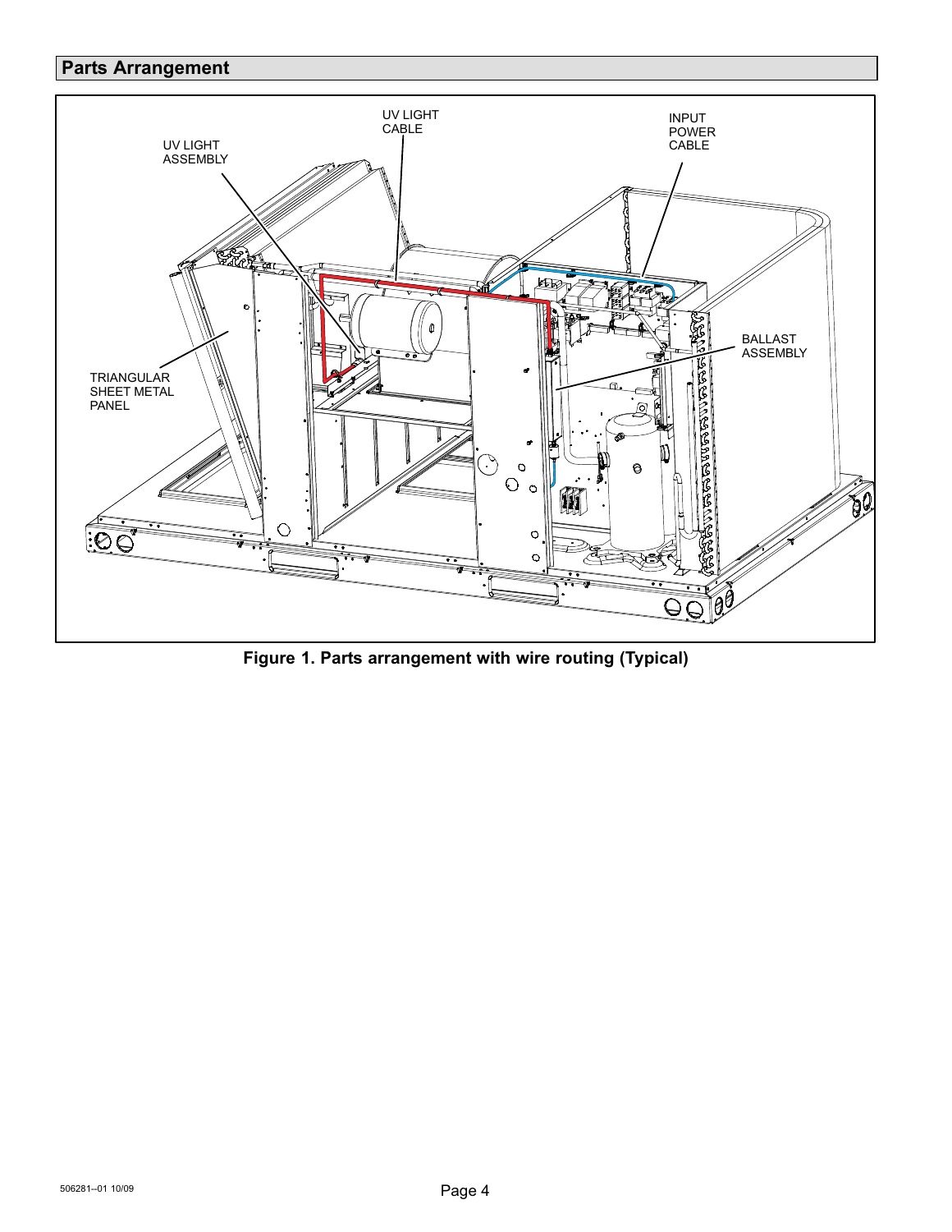## Parts Arrangement

UV LIGHT ASSEMBLY

UV LIGHT CABLE

INPUT POWER CABLE

BALLAST ASSEMBLY

TRIANGULAR SHEET METAL PANEL

**Figure 1. Parts arrangement with wire routing (Typical)**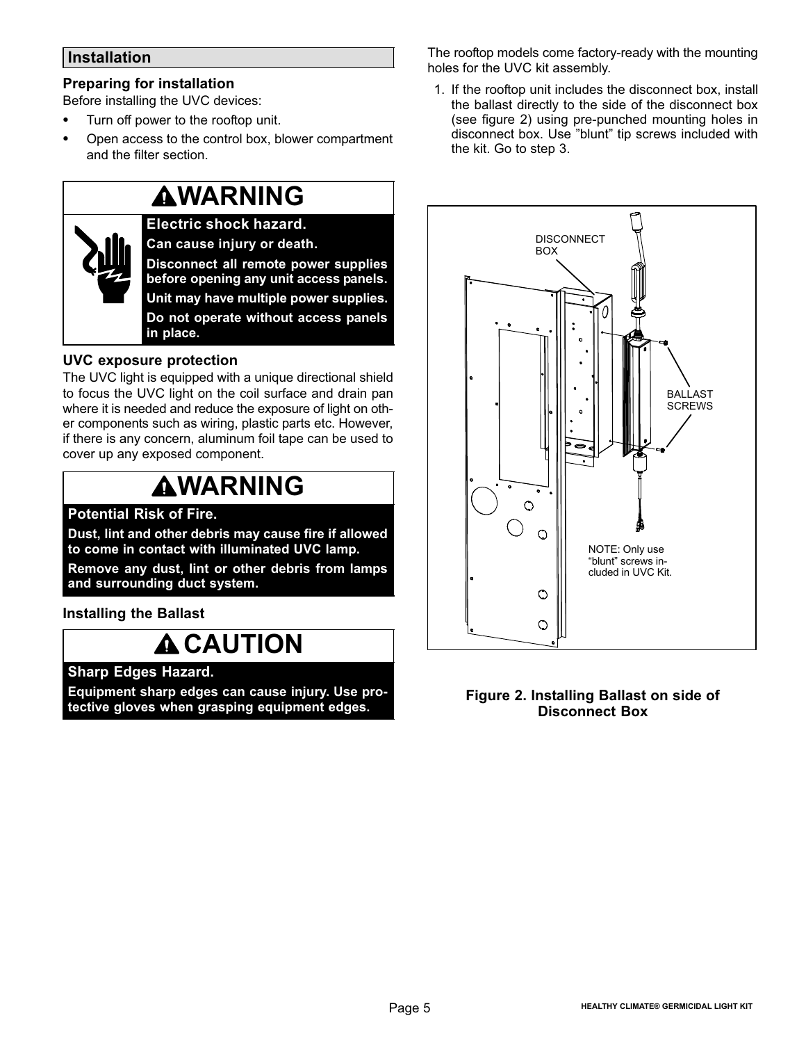## Installation

### Preparing for installation

Before installing the UVC devices:

- Turn off power to the rooftop unit.
- Open access to the control box, blower compartment and the filter section.

> **WARNING**
>
> **Electric shock hazard.**
>
> **Can cause injury or death.**
>
> **Disconnect all remote power supplies before opening any unit access panels.**
>
> **Unit may have multiple power supplies.**
>
> **Do not operate without access panels in place.**

### UVC exposure protection

The UVC light is equipped with a unique directional shield to focus the UVC light on the coil surface and drain pan where it is needed and reduce the exposure of light on other components such as wiring, plastic parts etc. However, if there is any concern, aluminum foil tape can be used to cover up any exposed component.

> **WARNING**
>
> **Potential Risk of Fire.**
>
> **Dust, lint and other debris may cause fire if allowed to come in contact with illuminated UVC lamp.**
>
> **Remove any dust, lint or other debris from lamps and surrounding duct system.**

### Installing the Ballast

> **CAUTION**
>
> **Sharp Edges Hazard.**
>
> **Equipment sharp edges can cause injury. Use protective gloves when grasping equipment edges.**

The rooftop models come factory-ready with the mounting holes for the UVC kit assembly.

1. If the rooftop unit includes the disconnect box, install the ballast directly to the side of the disconnect box (see figure 2) using pre-punched mounting holes in disconnect box. Use "blunt" tip screws included with the kit. Go to step 3.

DISCONNECT BOX

BALLAST SCREWS

NOTE: Only use "blunt" screws included in UVC Kit.

**Figure 2. Installing Ballast on side of Disconnect Box**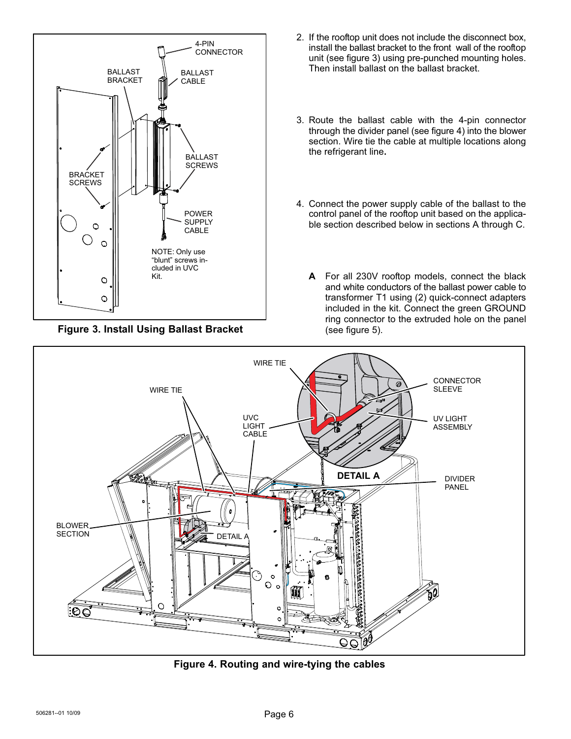**Figure 3. Install Using Ballast Bracket**

2. If the rooftop unit does not include the disconnect box, install the ballast bracket to the front wall of the rooftop unit (see figure 3) using pre-punched mounting holes. Then install ballast on the ballast bracket.

3. Route the ballast cable with the 4-pin connector through the divider panel (see figure 4) into the blower section. Wire tie the cable at multiple locations along the refrigerant line**.**

4. Connect the power supply cable of the ballast to the control panel of the rooftop unit based on the applicable section described below in sections A through C.

   **A** For all 230V rooftop models, connect the black and white conductors of the ballast power cable to transformer T1 using (2) quick-connect adapters included in the kit. Connect the green GROUND ring connector to the extruded hole on the panel (see figure 5).

**Figure 4. Routing and wire-tying the cables**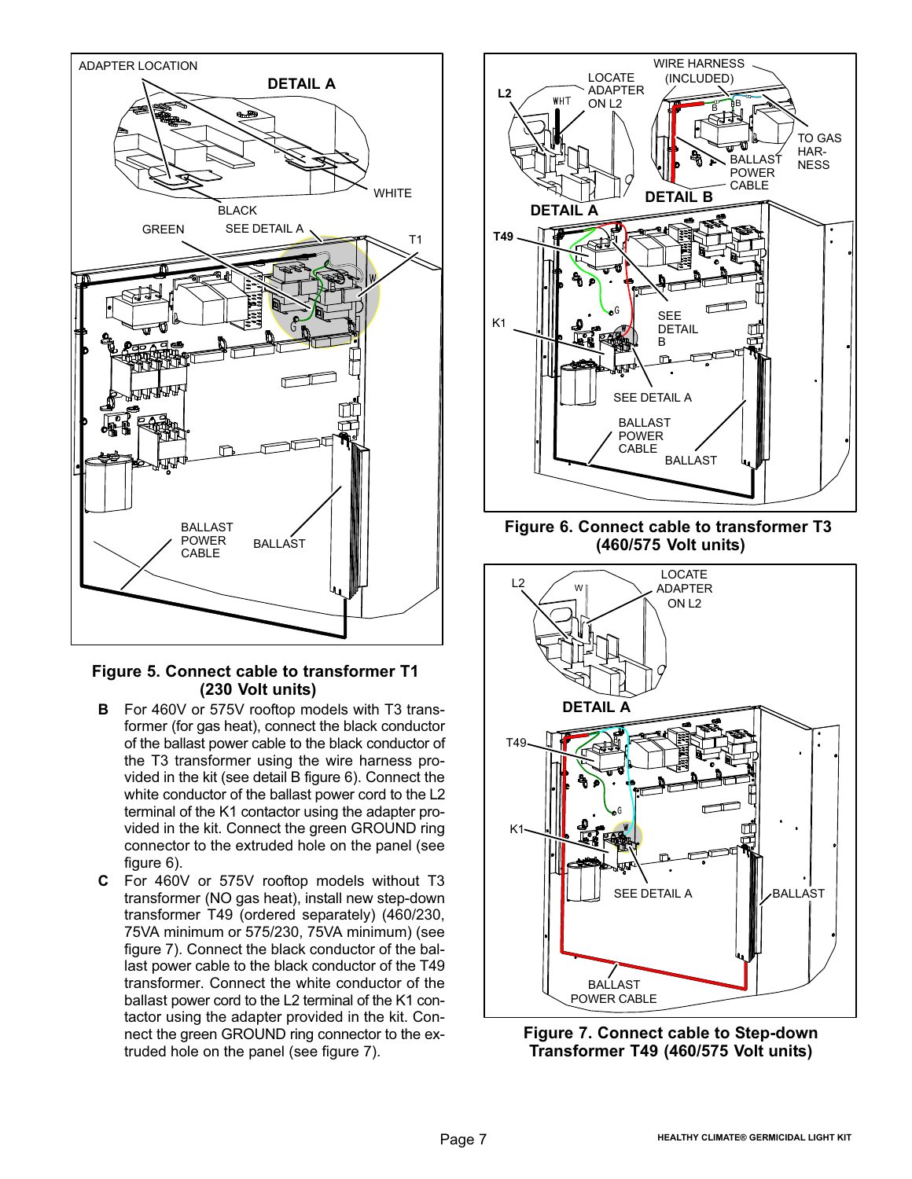**Figure 5. Connect cable to transformer T1 (230 Volt units)**

**B** For 460V or 575V rooftop models with T3 transformer (for gas heat), connect the black conductor of the ballast power cable to the black conductor of the T3 transformer using the wire harness provided in the kit (see detail B figure 6). Connect the white conductor of the ballast power cord to the L2 terminal of the K1 contactor using the adapter provided in the kit. Connect the green GROUND ring connector to the extruded hole on the panel (see figure 6).

**C** For 460V or 575V rooftop models without T3 transformer (NO gas heat), install new step-down transformer T49 (ordered separately) (460/230, 75VA minimum or 575/230, 75VA minimum) (see figure 7). Connect the black conductor of the ballast power cable to the black conductor of the T49 transformer. Connect the white conductor of the ballast power cord to the L2 terminal of the K1 contactor using the adapter provided in the kit. Connect the green GROUND ring connector to the extruded hole on the panel (see figure 7).

**Figure 6. Connect cable to transformer T3 (460/575 Volt units)**

**Figure 7. Connect cable to Step-down Transformer T49 (460/575 Volt units)**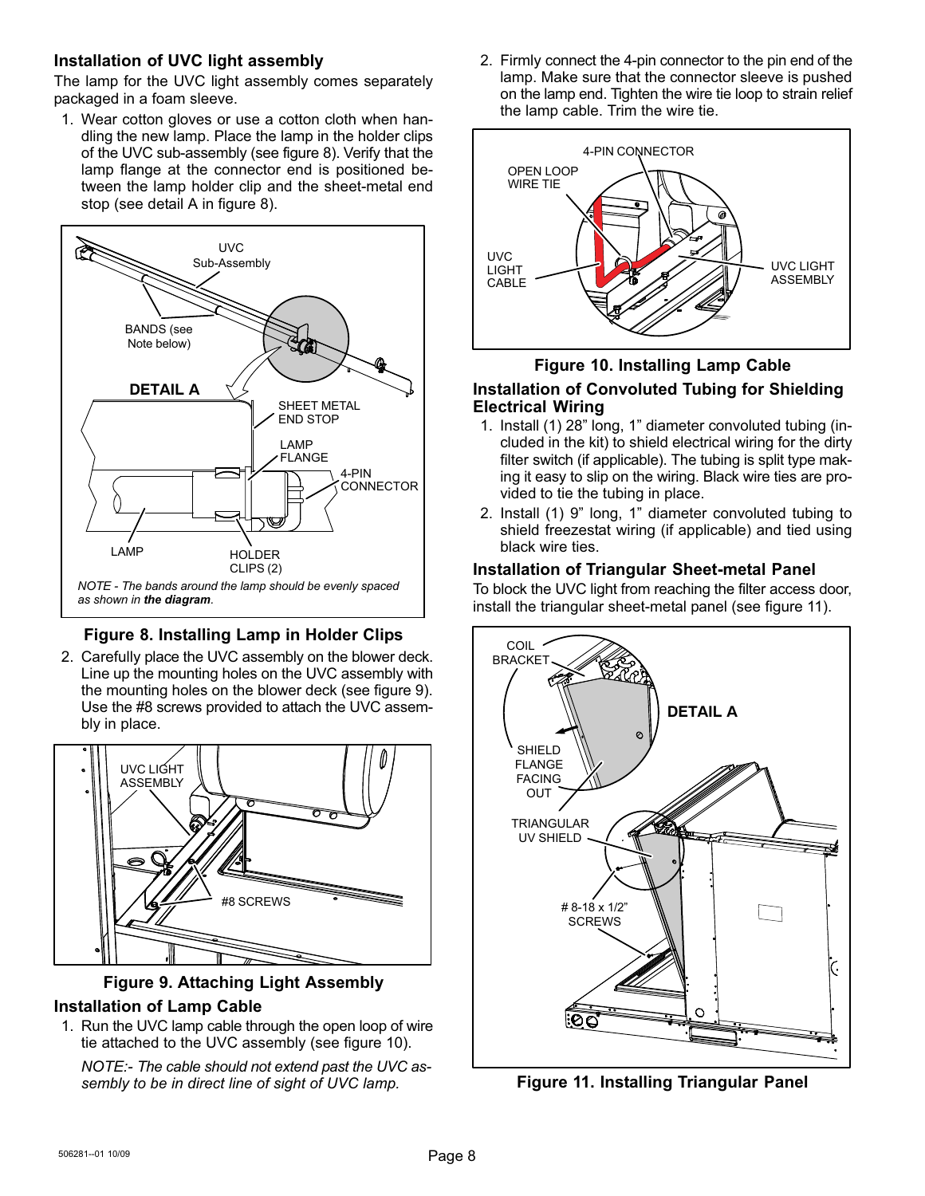## Installation of UVC light assembly

The lamp for the UVC light assembly comes separately packaged in a foam sleeve.

1. Wear cotton gloves or use a cotton cloth when handling the new lamp. Place the lamp in the holder clips of the UVC sub-assembly (see figure 8). Verify that the lamp flange at the connector end is positioned between the lamp holder clip and the sheet-metal end stop (see detail A in figure 8).

*NOTE - The bands around the lamp should be evenly spaced as shown in **the diagram**.*

**Figure 8. Installing Lamp in Holder Clips**

2. Carefully place the UVC assembly on the blower deck. Line up the mounting holes on the UVC assembly with the mounting holes on the blower deck (see figure 9). Use the #8 screws provided to attach the UVC assembly in place.

**Figure 9. Attaching Light Assembly**

## Installation of Lamp Cable

1. Run the UVC lamp cable through the open loop of wire tie attached to the UVC assembly (see figure 10).

   *NOTE:- The cable should not extend past the UVC assembly to be in direct line of sight of UVC lamp.*

2. Firmly connect the 4-pin connector to the pin end of the lamp. Make sure that the connector sleeve is pushed on the lamp end. Tighten the wire tie loop to strain relief the lamp cable. Trim the wire tie.

**Figure 10. Installing Lamp Cable**

## Installation of Convoluted Tubing for Shielding Electrical Wiring

1. Install (1) 28" long, 1" diameter convoluted tubing (included in the kit) to shield electrical wiring for the dirty filter switch (if applicable). The tubing is split type making it easy to slip on the wiring. Black wire ties are provided to tie the tubing in place.
2. Install (1) 9" long, 1" diameter convoluted tubing to shield freezestat wiring (if applicable) and tied using black wire ties.

## Installation of Triangular Sheet-metal Panel

To block the UVC light from reaching the filter access door, install the triangular sheet-metal panel (see figure 11).

**Figure 11. Installing Triangular Panel**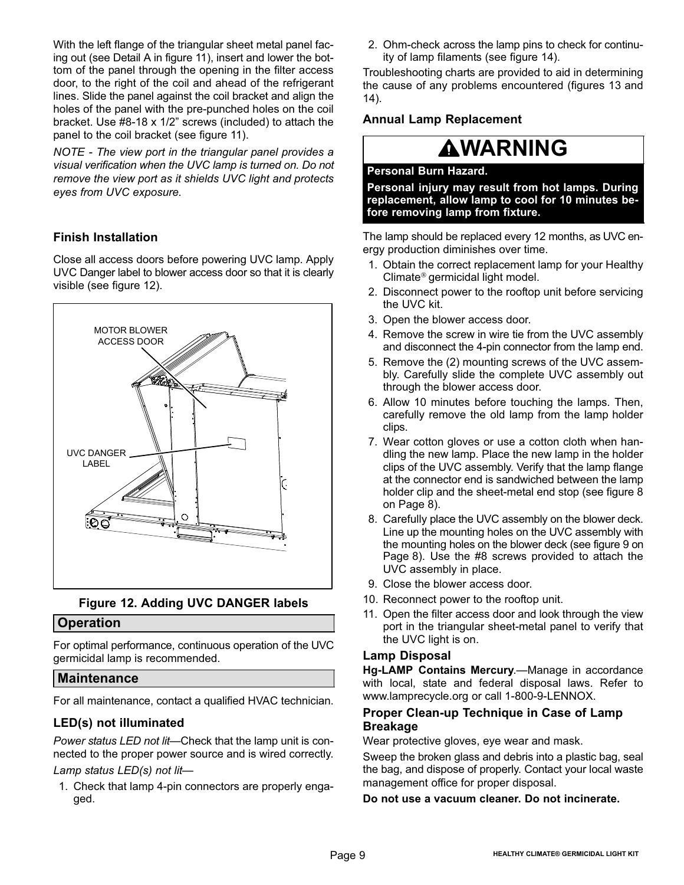With the left flange of the triangular sheet metal panel facing out (see Detail A in figure 11), insert and lower the bottom of the panel through the opening in the filter access door, to the right of the coil and ahead of the refrigerant lines. Slide the panel against the coil bracket and align the holes of the panel with the pre-punched holes on the coil bracket. Use #8-18 x 1/2" screws (included) to attach the panel to the coil bracket (see figure 11).

*NOTE - The view port in the triangular panel provides a visual verification when the UVC lamp is turned on. Do not remove the view port as it shields UVC light and protects eyes from UVC exposure.*

### Finish Installation

Close all access doors before powering UVC lamp. Apply UVC Danger label to blower access door so that it is clearly visible (see figure 12).

MOTOR BLOWER ACCESS DOOR

UVC DANGER LABEL

**Figure 12. Adding UVC DANGER labels**

## Operation

For optimal performance, continuous operation of the UVC germicidal lamp is recommended.

## Maintenance

For all maintenance, contact a qualified HVAC technician.

### LED(s) not illuminated

*Power status LED not lit*—Check that the lamp unit is connected to the proper power source and is wired correctly.

*Lamp status LED(s) not lit*—

1. Check that lamp 4-pin connectors are properly engaged.
2. Ohm-check across the lamp pins to check for continuity of lamp filaments (see figure 14).

Troubleshooting charts are provided to aid in determining the cause of any problems encountered (figures 13 and 14).

### Annual Lamp Replacement

**WARNING**

**Personal Burn Hazard.**

**Personal injury may result from hot lamps. During replacement, allow lamp to cool for 10 minutes before removing lamp from fixture.**

The lamp should be replaced every 12 months, as UVC energy production diminishes over time.

1. Obtain the correct replacement lamp for your Healthy Climate® germicidal light model.
2. Disconnect power to the rooftop unit before servicing the UVC kit.
3. Open the blower access door.
4. Remove the screw in wire tie from the UVC assembly and disconnect the 4-pin connector from the lamp end.
5. Remove the (2) mounting screws of the UVC assembly. Carefully slide the complete UVC assembly out through the blower access door.
6. Allow 10 minutes before touching the lamps. Then, carefully remove the old lamp from the lamp holder clips.
7. Wear cotton gloves or use a cotton cloth when handling the new lamp. Place the new lamp in the holder clips of the UVC assembly. Verify that the lamp flange at the connector end is sandwiched between the lamp holder clip and the sheet-metal end stop (see figure 8 on Page 8).
8. Carefully place the UVC assembly on the blower deck. Line up the mounting holes on the UVC assembly with the mounting holes on the blower deck (see figure 9 on Page 8). Use the #8 screws provided to attach the UVC assembly in place.
9. Close the blower access door.
10. Reconnect power to the rooftop unit.
11. Open the filter access door and look through the view port in the triangular sheet-metal panel to verify that the UVC light is on.

### Lamp Disposal

**Hg-LAMP Contains Mercury**.—Manage in accordance with local, state and federal disposal laws. Refer to www.lamprecycle.org or call 1-800-9-LENNOX.

### Proper Clean-up Technique in Case of Lamp Breakage

Wear protective gloves, eye wear and mask.

Sweep the broken glass and debris into a plastic bag, seal the bag, and dispose of properly. Contact your local waste management office for proper disposal.

**Do not use a vacuum cleaner. Do not incinerate.**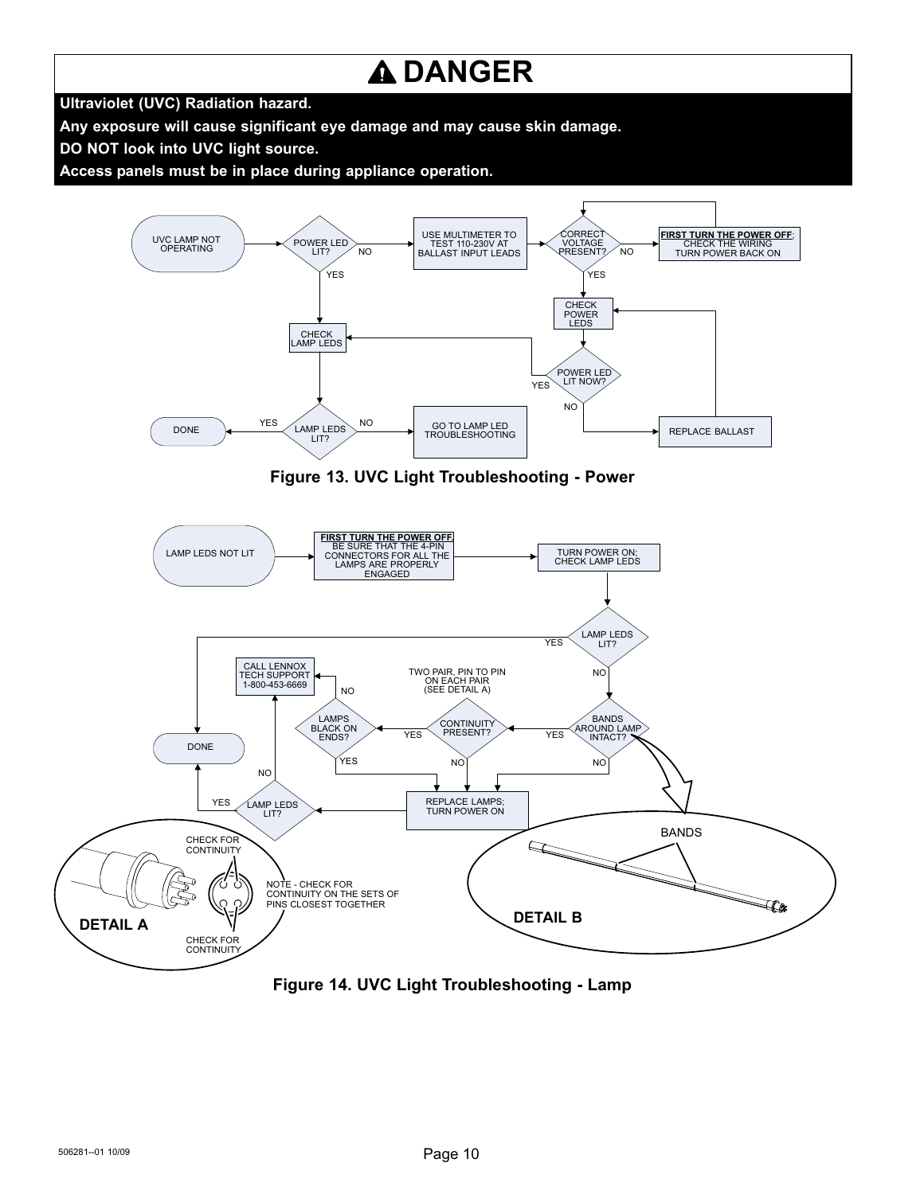# ⚠ DANGER

**Ultraviolet (UVC) Radiation hazard.**

**Any exposure will cause significant eye damage and may cause skin damage.**

**DO NOT look into UVC light source.**

**Access panels must be in place during appliance operation.**

UVC LAMP NOT OPERATING

POWER LED LIT?

NO

YES

USE MULTIMETER TO TEST 110-230V AT BALLAST INPUT LEADS

CORRECT VOLTAGE PRESENT?

NO

**FIRST TURN THE POWER OFF**; CHECK THE WIRING TURN POWER BACK ON

YES

CHECK POWER LEDS

CHECK LAMP LEDS

POWER LED LIT NOW?

YES

NO

REPLACE BALLAST

DONE

YES

LAMP LEDS LIT?

NO

GO TO LAMP LED TROUBLESHOOTING

**Figure 13. UVC Light Troubleshooting - Power**

LAMP LEDS NOT LIT

**FIRST TURN THE POWER OFF.** BE SURE THAT THE 4-PIN CONNECTORS FOR ALL THE LAMPS ARE PROPERLY ENGAGED

TURN POWER ON; CHECK LAMP LEDS

LAMP LEDS LIT?

YES

NO

CALL LENNOX TECH SUPPORT 1-800-453-6669

NO

TWO PAIR, PIN TO PIN ON EACH PAIR (SEE DETAIL A)

LAMPS BLACK ON ENDS?

YES

CONTINUITY PRESENT?

YES

BANDS AROUND LAMP INTACT?

DONE

YES

NO

NO

NO

LAMP LEDS LIT?

YES

REPLACE LAMPS; TURN POWER ON

BANDS

CHECK FOR CONTINUITY

NOTE - CHECK FOR CONTINUITY ON THE SETS OF PINS CLOSEST TOGETHER

CHECK FOR CONTINUITY

**DETAIL A**

**DETAIL B**

**Figure 14. UVC Light Troubleshooting - Lamp**

506281−01 10/09